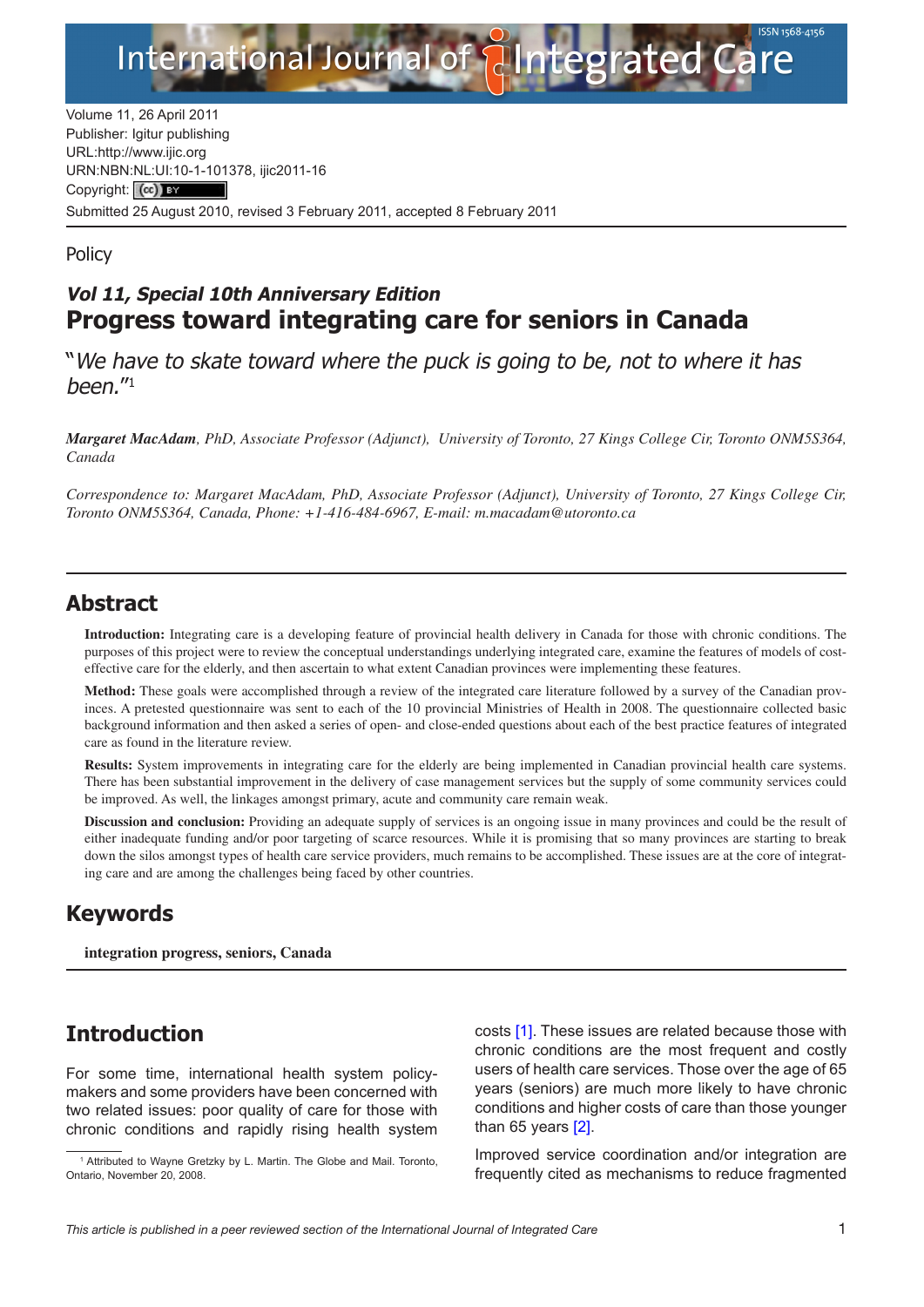Volume 11, 26 April 2011
Publisher: Igitur publishing
URL:http://www.ijic.org
URN:NBN:NL:UI:10-1-101378, ijic2011-16
Copyright: (cc) BY
Submitted 25 August 2010, revised 3 February 2011, accepted 8 February 2011

Policy

***Vol 11, Special 10th Anniversary Edition***

# Progress toward integrating care for seniors in Canada

"*We have to skate toward where the puck is going to be, not to where it has been.*"[1]

***Margaret MacAdam**, PhD, Associate Professor (Adjunct), University of Toronto, 27 Kings College Cir, Toronto ONM5S364, Canada*

*Correspondence to: Margaret MacAdam, PhD, Associate Professor (Adjunct), University of Toronto, 27 Kings College Cir, Toronto ONM5S364, Canada, Phone: +1-416-484-6967, E-mail: m.macadam@utoronto.ca*

## Abstract

**Introduction:** Integrating care is a developing feature of provincial health delivery in Canada for those with chronic conditions. The purposes of this project were to review the conceptual understandings underlying integrated care, examine the features of models of cost-effective care for the elderly, and then ascertain to what extent Canadian provinces were implementing these features.

**Method:** These goals were accomplished through a review of the integrated care literature followed by a survey of the Canadian provinces. A pretested questionnaire was sent to each of the 10 provincial Ministries of Health in 2008. The questionnaire collected basic background information and then asked a series of open- and close-ended questions about each of the best practice features of integrated care as found in the literature review.

**Results:** System improvements in integrating care for the elderly are being implemented in Canadian provincial health care systems. There has been substantial improvement in the delivery of case management services but the supply of some community services could be improved. As well, the linkages amongst primary, acute and community care remain weak.

**Discussion and conclusion:** Providing an adequate supply of services is an ongoing issue in many provinces and could be the result of either inadequate funding and/or poor targeting of scarce resources. While it is promising that so many provinces are starting to break down the silos amongst types of health care service providers, much remains to be accomplished. These issues are at the core of integrating care and are among the challenges being faced by other countries.

## Keywords

**integration progress, seniors, Canada**

## Introduction

For some time, international health system policy-makers and some providers have been concerned with two related issues: poor quality of care for those with chronic conditions and rapidly rising health system costs [1]. These issues are related because those with chronic conditions are the most frequent and costly users of health care services. Those over the age of 65 years (seniors) are much more likely to have chronic conditions and higher costs of care than those younger than 65 years [2].

Improved service coordination and/or integration are frequently cited as mechanisms to reduce fragmented

[1] Attributed to Wayne Gretzky by L. Martin. The Globe and Mail. Toronto, Ontario, November 20, 2008.

*This article is published in a peer reviewed section of the International Journal of Integrated Care*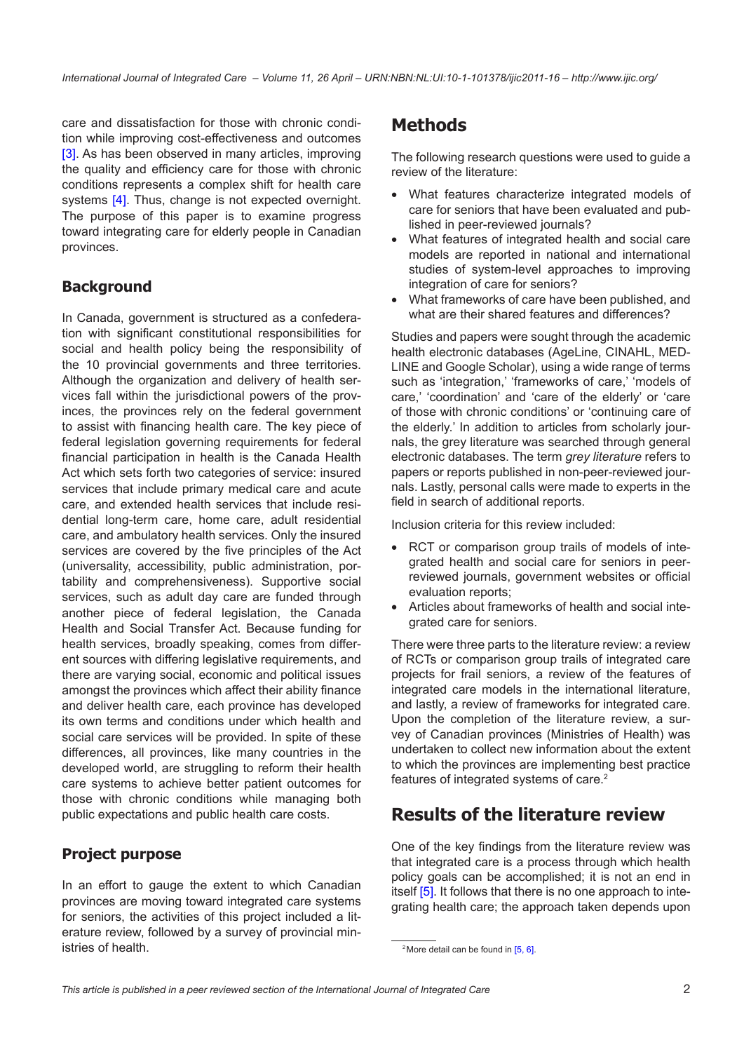care and dissatisfaction for those with chronic condition while improving cost-effectiveness and outcomes [3]. As has been observed in many articles, improving the quality and efficiency care for those with chronic conditions represents a complex shift for health care systems [4]. Thus, change is not expected overnight. The purpose of this paper is to examine progress toward integrating care for elderly people in Canadian provinces.

## Background

In Canada, government is structured as a confederation with significant constitutional responsibilities for social and health policy being the responsibility of the 10 provincial governments and three territories. Although the organization and delivery of health services fall within the jurisdictional powers of the provinces, the provinces rely on the federal government to assist with financing health care. The key piece of federal legislation governing requirements for federal financial participation in health is the Canada Health Act which sets forth two categories of service: insured services that include primary medical care and acute care, and extended health services that include residential long-term care, home care, adult residential care, and ambulatory health services. Only the insured services are covered by the five principles of the Act (universality, accessibility, public administration, portability and comprehensiveness). Supportive social services, such as adult day care are funded through another piece of federal legislation, the Canada Health and Social Transfer Act. Because funding for health services, broadly speaking, comes from different sources with differing legislative requirements, and there are varying social, economic and political issues amongst the provinces which affect their ability finance and deliver health care, each province has developed its own terms and conditions under which health and social care services will be provided. In spite of these differences, all provinces, like many countries in the developed world, are struggling to reform their health care systems to achieve better patient outcomes for those with chronic conditions while managing both public expectations and public health care costs.

## Project purpose

In an effort to gauge the extent to which Canadian provinces are moving toward integrated care systems for seniors, the activities of this project included a literature review, followed by a survey of provincial ministries of health.

# Methods

The following research questions were used to guide a review of the literature:

- What features characterize integrated models of care for seniors that have been evaluated and published in peer-reviewed journals?
- What features of integrated health and social care models are reported in national and international studies of system-level approaches to improving integration of care for seniors?
- What frameworks of care have been published, and what are their shared features and differences?

Studies and papers were sought through the academic health electronic databases (AgeLine, CINAHL, MEDLINE and Google Scholar), using a wide range of terms such as 'integration,' 'frameworks of care,' 'models of care,' 'coordination' and 'care of the elderly' or 'care of those with chronic conditions' or 'continuing care of the elderly.' In addition to articles from scholarly journals, the grey literature was searched through general electronic databases. The term *grey literature* refers to papers or reports published in non-peer-reviewed journals. Lastly, personal calls were made to experts in the field in search of additional reports.

Inclusion criteria for this review included:

- RCT or comparison group trails of models of integrated health and social care for seniors in peer-reviewed journals, government websites or official evaluation reports;
- Articles about frameworks of health and social integrated care for seniors.

There were three parts to the literature review: a review of RCTs or comparison group trails of integrated care projects for frail seniors, a review of the features of integrated care models in the international literature, and lastly, a review of frameworks for integrated care. Upon the completion of the literature review, a survey of Canadian provinces (Ministries of Health) was undertaken to collect new information about the extent to which the provinces are implementing best practice features of integrated systems of care.[2]

# Results of the literature review

One of the key findings from the literature review was that integrated care is a process through which health policy goals can be accomplished; it is not an end in itself [5]. It follows that there is no one approach to integrating health care; the approach taken depends upon

[2] More detail can be found in [5, 6].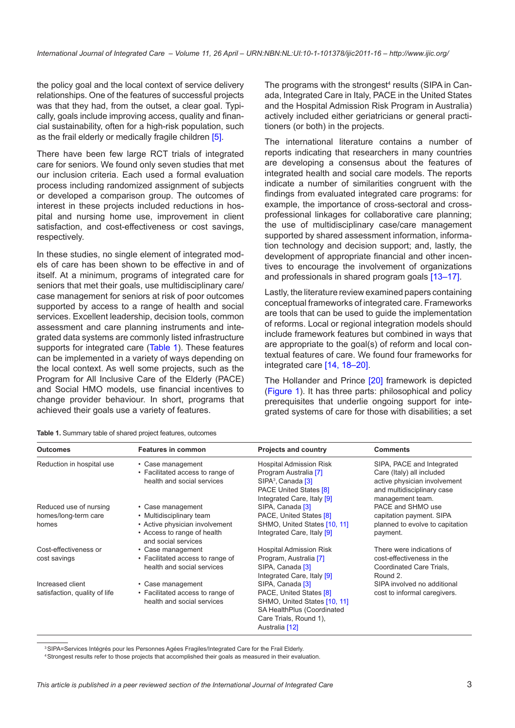the policy goal and the local context of service delivery relationships. One of the features of successful projects was that they had, from the outset, a clear goal. Typically, goals include improving access, quality and financial sustainability, often for a high-risk population, such as the frail elderly or medically fragile children [5].

There have been few large RCT trials of integrated care for seniors. We found only seven studies that met our inclusion criteria. Each used a formal evaluation process including randomized assignment of subjects or developed a comparison group. The outcomes of interest in these projects included reductions in hospital and nursing home use, improvement in client satisfaction, and cost-effectiveness or cost savings, respectively.

In these studies, no single element of integrated models of care has been shown to be effective in and of itself. At a minimum, programs of integrated care for seniors that met their goals, use multidisciplinary care/case management for seniors at risk of poor outcomes supported by access to a range of health and social services. Excellent leadership, decision tools, common assessment and care planning instruments and integrated data systems are commonly listed infrastructure supports for integrated care (Table 1). These features can be implemented in a variety of ways depending on the local context. As well some projects, such as the Program for All Inclusive Care of the Elderly (PACE) and Social HMO models, use financial incentives to change provider behaviour. In short, programs that achieved their goals use a variety of features.

The programs with the strongest[4] results (SIPA in Canada, Integrated Care in Italy, PACE in the United States and the Hospital Admission Risk Program in Australia) actively included either geriatricians or general practitioners (or both) in the projects.

The international literature contains a number of reports indicating that researchers in many countries are developing a consensus about the features of integrated health and social care models. The reports indicate a number of similarities congruent with the findings from evaluated integrated care programs: for example, the importance of cross-sectoral and cross-professional linkages for collaborative care planning; the use of multidisciplinary case/care management supported by shared assessment information, information technology and decision support; and, lastly, the development of appropriate financial and other incentives to encourage the involvement of organizations and professionals in shared program goals [13–17].

Lastly, the literature review examined papers containing conceptual frameworks of integrated care. Frameworks are tools that can be used to guide the implementation of reforms. Local or regional integration models should include framework features but combined in ways that are appropriate to the goal(s) of reform and local contextual features of care. We found four frameworks for integrated care [14, 18–20].

The Hollander and Prince [20] framework is depicted (Figure 1). It has three parts: philosophical and policy prerequisites that underlie ongoing support for integrated systems of care for those with disabilities; a set

**Table 1.** Summary table of shared project features, outcomes

| Outcomes | Features in common | Projects and country | Comments |
|---|---|---|---|
| Reduction in hospital use | • Case management<br>• Facilitated access to range of health and social services | Hospital Admission Risk Program Australia [7]<br>SIPA[3], Canada [3]<br>PACE United States [8]<br>Integrated Care, Italy [9] | SIPA, PACE and Integrated Care (Italy) all included active physician involvement and multidisciplinary case management team. |
| Reduced use of nursing homes/long-term care homes | • Case management<br>• Multidisciplinary team<br>• Active physician involvement<br>• Access to range of health and social services | SIPA, Canada [3]<br>PACE, United States [8]<br>SHMO, United States [10, 11]<br>Integrated Care, Italy [9] | PACE and SHMO use capitation payment. SIPA planned to evolve to capitation payment. |
| Cost-effectiveness or cost savings | • Case management<br>• Facilitated access to range of health and social services | Hospital Admission Risk Program, Australia [7]<br>SIPA, Canada [3]<br>Integrated Care, Italy [9] | There were indications of cost-effectiveness in the Coordinated Care Trials, Round 2. |
| Increased client satisfaction, quality of life | • Case management<br>• Facilitated access to range of health and social services | SIPA, Canada [3]<br>PACE, United States [8]<br>SHMO, United States [10, 11]<br>SA HealthPlus (Coordinated Care Trials, Round 1), Australia [12] | SIPA involved no additional cost to informal caregivers. |

[3] SIPA=Services Intégrés pour les Personnes Agées Fragiles/Integrated Care for the Frail Elderly.

[4] Strongest results refer to those projects that accomplished their goals as measured in their evaluation.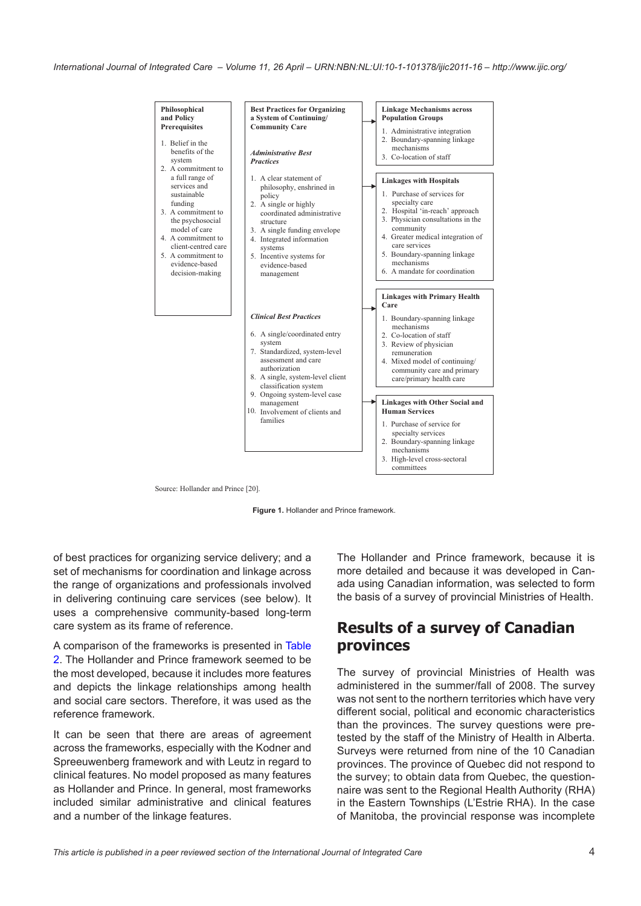**Philosophical and Policy Prerequisites**

1. Belief in the benefits of the system
2. A commitment to a full range of services and sustainable funding
3. A commitment to the psychosocial model of care
4. A commitment to client-centred care
5. A commitment to evidence-based decision-making

**Best Practices for Organizing a System of Continuing/Community Care**

***Administrative Best Practices***

1. A clear statement of philosophy, enshrined in policy
2. A single or highly coordinated administrative structure
3. A single funding envelope
4. Integrated information systems
5. Incentive systems for evidence-based management

***Clinical Best Practices***

6. A single/coordinated entry system
7. Standardized, system-level assessment and care authorization
8. A single, system-level client classification system
9. Ongoing system-level case management
10. Involvement of clients and families

**Linkage Mechanisms across Population Groups**

1. Administrative integration
2. Boundary-spanning linkage mechanisms
3. Co-location of staff

**Linkages with Hospitals**

1. Purchase of services for specialty care
2. Hospital 'in-reach' approach
3. Physician consultations in the community
4. Greater medical integration of care services
5. Boundary-spanning linkage mechanisms
6. A mandate for coordination

**Linkages with Primary Health Care**

1. Boundary-spanning linkage mechanisms
2. Co-location of staff
3. Review of physician remuneration
4. Mixed model of continuing/community care and primary care/primary health care

**Linkages with Other Social and Human Services**

1. Purchase of service for specialty services
2. Boundary-spanning linkage mechanisms
3. High-level cross-sectoral committees

Source: Hollander and Prince [20].

**Figure 1.** Hollander and Prince framework.

of best practices for organizing service delivery; and a set of mechanisms for coordination and linkage across the range of organizations and professionals involved in delivering continuing care services (see below). It uses a comprehensive community-based long-term care system as its frame of reference.

A comparison of the frameworks is presented in Table 2. The Hollander and Prince framework seemed to be the most developed, because it includes more features and depicts the linkage relationships among health and social care sectors. Therefore, it was used as the reference framework.

It can be seen that there are areas of agreement across the frameworks, especially with the Kodner and Spreeuwenberg framework and with Leutz in regard to clinical features. No model proposed as many features as Hollander and Prince. In general, most frameworks included similar administrative and clinical features and a number of the linkage features.

The Hollander and Prince framework, because it is more detailed and because it was developed in Canada using Canadian information, was selected to form the basis of a survey of provincial Ministries of Health.

## Results of a survey of Canadian provinces

The survey of provincial Ministries of Health was administered in the summer/fall of 2008. The survey was not sent to the northern territories which have very different social, political and economic characteristics than the provinces. The survey questions were pre-tested by the staff of the Ministry of Health in Alberta. Surveys were returned from nine of the 10 Canadian provinces. The province of Quebec did not respond to the survey; to obtain data from Quebec, the questionnaire was sent to the Regional Health Authority (RHA) in the Eastern Townships (L'Estrie RHA). In the case of Manitoba, the provincial response was incomplete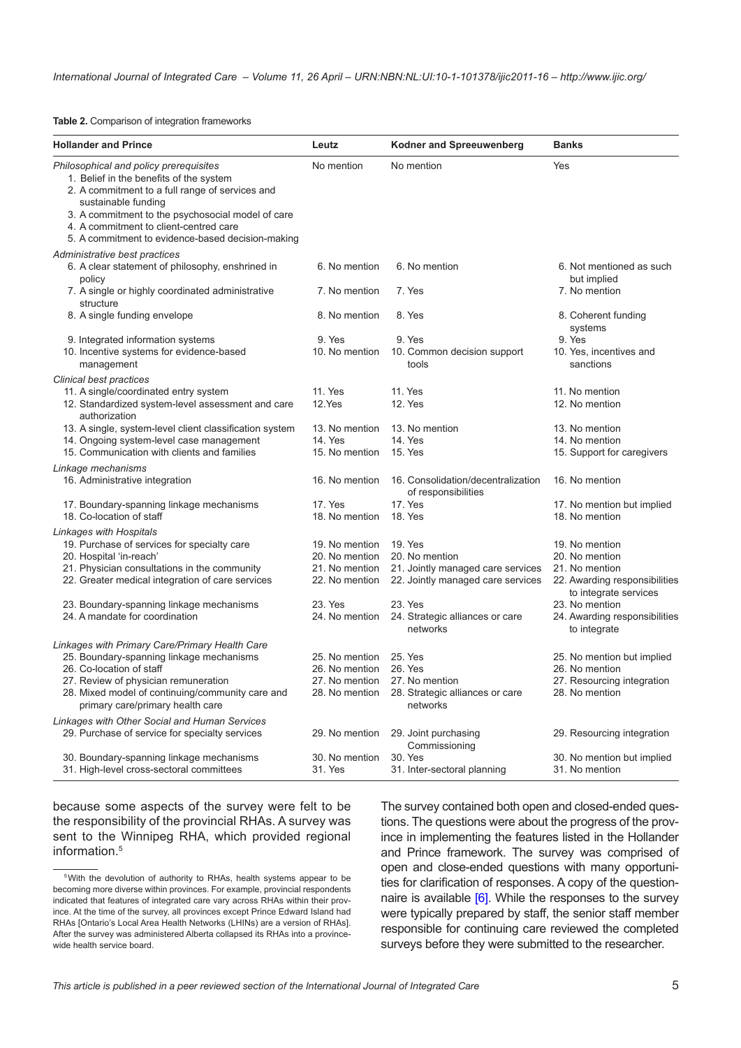**Table 2.** Comparison of integration frameworks

| Hollander and Prince | Leutz | Kodner and Spreeuwenberg | Banks |
|---|---|---|---|
| *Philosophical and policy prerequisites*<br>1. Belief in the benefits of the system<br>2. A commitment to a full range of services and sustainable funding<br>3. A commitment to the psychosocial model of care<br>4. A commitment to client-centred care<br>5. A commitment to evidence-based decision-making | No mention | No mention | Yes |
| *Administrative best practices* | | | |
| 6. A clear statement of philosophy, enshrined in policy | 6. No mention | 6. No mention | 6. Not mentioned as such but implied |
| 7. A single or highly coordinated administrative structure | 7. No mention | 7. Yes | 7. No mention |
| 8. A single funding envelope | 8. No mention | 8. Yes | 8. Coherent funding systems |
| 9. Integrated information systems | 9. Yes | 9. Yes | 9. Yes |
| 10. Incentive systems for evidence-based management | 10. No mention | 10. Common decision support tools | 10. Yes, incentives and sanctions |
| *Clinical best practices* | | | |
| 11. A single/coordinated entry system | 11. Yes | 11. Yes | 11. No mention |
| 12. Standardized system-level assessment and care authorization | 12.Yes | 12. Yes | 12. No mention |
| 13. A single, system-level client classification system | 13. No mention | 13. No mention | 13. No mention |
| 14. Ongoing system-level case management | 14. Yes | 14. Yes | 14. No mention |
| 15. Communication with clients and families | 15. No mention | 15. Yes | 15. Support for caregivers |
| *Linkage mechanisms* | | | |
| 16. Administrative integration | 16. No mention | 16. Consolidation/decentralization of responsibilities | 16. No mention |
| 17. Boundary-spanning linkage mechanisms | 17. Yes | 17. Yes | 17. No mention but implied |
| 18. Co-location of staff | 18. No mention | 18. Yes | 18. No mention |
| *Linkages with Hospitals* | | | |
| 19. Purchase of services for specialty care | 19. No mention | 19. Yes | 19. No mention |
| 20. Hospital 'in-reach' | 20. No mention | 20. No mention | 20. No mention |
| 21. Physician consultations in the community | 21. No mention | 21. Jointly managed care services | 21. No mention |
| 22. Greater medical integration of care services | 22. No mention | 22. Jointly managed care services | 22. Awarding responsibilities to integrate services |
| 23. Boundary-spanning linkage mechanisms | 23. Yes | 23. Yes | 23. No mention |
| 24. A mandate for coordination | 24. No mention | 24. Strategic alliances or care networks | 24. Awarding responsibilities to integrate |
| *Linkages with Primary Care/Primary Health Care* | | | |
| 25. Boundary-spanning linkage mechanisms | 25. No mention | 25. Yes | 25. No mention but implied |
| 26. Co-location of staff | 26. No mention | 26. Yes | 26. No mention |
| 27. Review of physician remuneration | 27. No mention | 27. No mention | 27. Resourcing integration |
| 28. Mixed model of continuing/community care and primary care/primary health care | 28. No mention | 28. Strategic alliances or care networks | 28. No mention |
| *Linkages with Other Social and Human Services* | | | |
| 29. Purchase of service for specialty services | 29. No mention | 29. Joint purchasing Commissioning | 29. Resourcing integration |
| 30. Boundary-spanning linkage mechanisms | 30. No mention | 30. Yes | 30. No mention but implied |
| 31. High-level cross-sectoral committees | 31. Yes | 31. Inter-sectoral planning | 31. No mention |

because some aspects of the survey were felt to be the responsibility of the provincial RHAs. A survey was sent to the Winnipeg RHA, which provided regional information.[5]

The survey contained both open and closed-ended questions. The questions were about the progress of the province in implementing the features listed in the Hollander and Prince framework. The survey was comprised of open and close-ended questions with many opportunities for clarification of responses. A copy of the questionnaire is available [6]. While the responses to the survey were typically prepared by staff, the senior staff member responsible for continuing care reviewed the completed surveys before they were submitted to the researcher.

[5] With the devolution of authority to RHAs, health systems appear to be becoming more diverse within provinces. For example, provincial respondents indicated that features of integrated care vary across RHAs within their province. At the time of the survey, all provinces except Prince Edward Island had RHAs [Ontario's Local Area Health Networks (LHINs) are a version of RHAs]. After the survey was administered Alberta collapsed its RHAs into a province-wide health service board.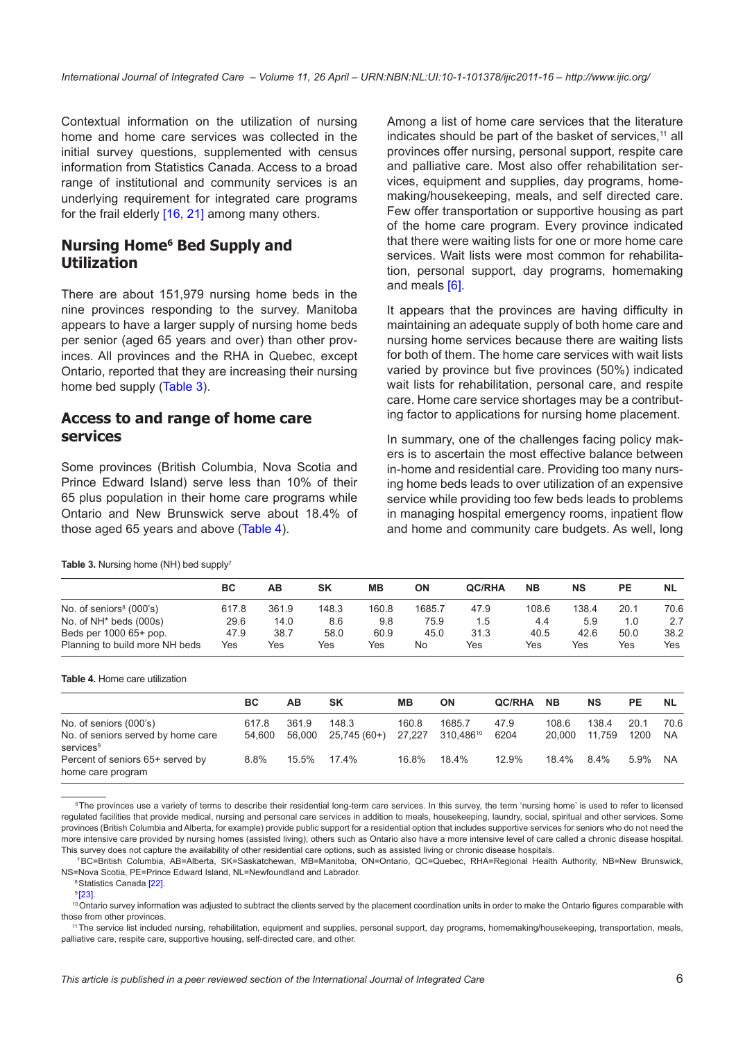Contextual information on the utilization of nursing home and home care services was collected in the initial survey questions, supplemented with census information from Statistics Canada. Access to a broad range of institutional and community services is an underlying requirement for integrated care programs for the frail elderly [16, 21] among many others.

## Nursing Home[6] Bed Supply and Utilization

There are about 151,979 nursing home beds in the nine provinces responding to the survey. Manitoba appears to have a larger supply of nursing home beds per senior (aged 65 years and over) than other provinces. All provinces and the RHA in Quebec, except Ontario, reported that they are increasing their nursing home bed supply (Table 3).

## Access to and range of home care services

Some provinces (British Columbia, Nova Scotia and Prince Edward Island) serve less than 10% of their 65 plus population in their home care programs while Ontario and New Brunswick serve about 18.4% of those aged 65 years and above (Table 4).

Among a list of home care services that the literature indicates should be part of the basket of services,[11] all provinces offer nursing, personal support, respite care and palliative care. Most also offer rehabilitation services, equipment and supplies, day programs, homemaking/housekeeping, meals, and self directed care. Few offer transportation or supportive housing as part of the home care program. Every province indicated that there were waiting lists for one or more home care services. Wait lists were most common for rehabilitation, personal support, day programs, homemaking and meals [6].

It appears that the provinces are having difficulty in maintaining an adequate supply of both home care and nursing home services because there are waiting lists for both of them. The home care services with wait lists varied by province but five provinces (50%) indicated wait lists for rehabilitation, personal care, and respite care. Home care service shortages may be a contributing factor to applications for nursing home placement.

In summary, one of the challenges facing policy makers is to ascertain the most effective balance between in-home and residential care. Providing too many nursing home beds leads to over utilization of an expensive service while providing too few beds leads to problems in managing hospital emergency rooms, inpatient flow and home and community care budgets. As well, long

**Table 3.** Nursing home (NH) bed supply[7]

| | BC | AB | SK | MB | ON | QC/RHA | NB | NS | PE | NL |
|---|---|---|---|---|---|---|---|---|---|---|
| No. of seniors[8] (000's) | 617.8 | 361.9 | 148.3 | 160.8 | 1685.7 | 47.9 | 108.6 | 138.4 | 20.1 | 70.6 |
| No. of NH* beds (000s) | 29.6 | 14.0 | 8.6 | 9.8 | 75.9 | 1.5 | 4.4 | 5.9 | 1.0 | 2.7 |
| Beds per 1000 65+ pop. | 47.9 | 38.7 | 58.0 | 60.9 | 45.0 | 31.3 | 40.5 | 42.6 | 50.0 | 38.2 |
| Planning to build more NH beds | Yes | Yes | Yes | Yes | No | Yes | Yes | Yes | Yes | Yes |

**Table 4.** Home care utilization

| | BC | AB | SK | MB | ON | QC/RHA | NB | NS | PE | NL |
|---|---|---|---|---|---|---|---|---|---|---|
| No. of seniors (000's) | 617.8 | 361.9 | 148.3 | 160.8 | 1685.7 | 47.9 | 108.6 | 138.4 | 20.1 | 70.6 |
| No. of seniors served by home care services[9] | 54,600 | 56,000 | 25,745 (60+) | 27,227 | 310,486[10] | 6204 | 20,000 | 11,759 | 1200 | NA |
| Percent of seniors 65+ served by home care program | 8.8% | 15.5% | 17.4% | 16.8% | 18.4% | 12.9% | 18.4% | 8.4% | 5.9% | NA |

[6] The provinces use a variety of terms to describe their residential long-term care services. In this survey, the term 'nursing home' is used to refer to licensed regulated facilities that provide medical, nursing and personal care services in addition to meals, housekeeping, laundry, social, spiritual and other services. Some provinces (British Columbia and Alberta, for example) provide public support for a residential option that includes supportive services for seniors who do not need the more intensive care provided by nursing homes (assisted living); others such as Ontario also have a more intensive level of care called a chronic disease hospital. This survey does not capture the availability of other residential care options, such as assisted living or chronic disease hospitals.

[7] BC=British Columbia, AB=Alberta, SK=Saskatchewan, MB=Manitoba, ON=Ontario, QC=Quebec, RHA=Regional Health Authority, NB=New Brunswick, NS=Nova Scotia, PE=Prince Edward Island, NL=Newfoundland and Labrador.

[8] Statistics Canada [22].

[9] [23].

[10] Ontario survey information was adjusted to subtract the clients served by the placement coordination units in order to make the Ontario figures comparable with those from other provinces.

[11] The service list included nursing, rehabilitation, equipment and supplies, personal support, day programs, homemaking/housekeeping, transportation, meals, palliative care, respite care, supportive housing, self-directed care, and other.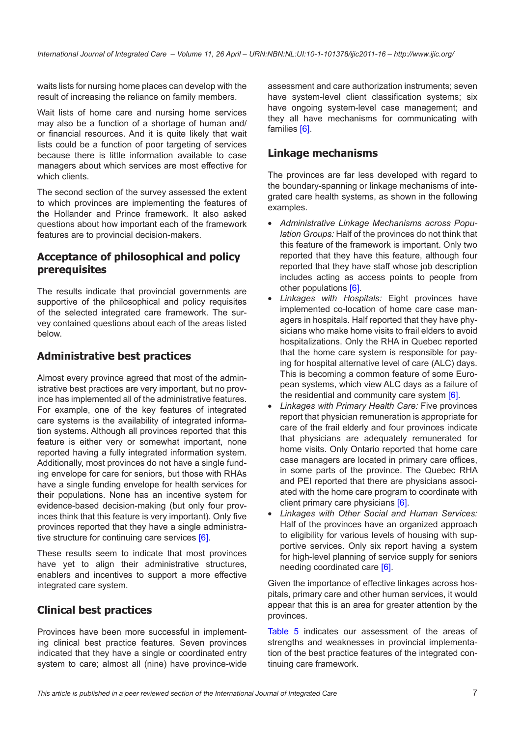waits lists for nursing home places can develop with the result of increasing the reliance on family members.

Wait lists of home care and nursing home services may also be a function of a shortage of human and/or financial resources. And it is quite likely that wait lists could be a function of poor targeting of services because there is little information available to case managers about which services are most effective for which clients.

The second section of the survey assessed the extent to which provinces are implementing the features of the Hollander and Prince framework. It also asked questions about how important each of the framework features are to provincial decision-makers.

## Acceptance of philosophical and policy prerequisites

The results indicate that provincial governments are supportive of the philosophical and policy requisites of the selected integrated care framework. The survey contained questions about each of the areas listed below.

## Administrative best practices

Almost every province agreed that most of the administrative best practices are very important, but no province has implemented all of the administrative features. For example, one of the key features of integrated care systems is the availability of integrated information systems. Although all provinces reported that this feature is either very or somewhat important, none reported having a fully integrated information system. Additionally, most provinces do not have a single funding envelope for care for seniors, but those with RHAs have a single funding envelope for health services for their populations. None has an incentive system for evidence-based decision-making (but only four provinces think that this feature is very important). Only five provinces reported that they have a single administrative structure for continuing care services [6].

These results seem to indicate that most provinces have yet to align their administrative structures, enablers and incentives to support a more effective integrated care system.

## Clinical best practices

Provinces have been more successful in implementing clinical best practice features. Seven provinces indicated that they have a single or coordinated entry system to care; almost all (nine) have province-wide assessment and care authorization instruments; seven have system-level client classification systems; six have ongoing system-level case management; and they all have mechanisms for communicating with families [6].

## Linkage mechanisms

The provinces are far less developed with regard to the boundary-spanning or linkage mechanisms of integrated care health systems, as shown in the following examples.

- *Administrative Linkage Mechanisms across Population Groups:* Half of the provinces do not think that this feature of the framework is important. Only two reported that they have this feature, although four reported that they have staff whose job description includes acting as access points to people from other populations [6].
- *Linkages with Hospitals:* Eight provinces have implemented co-location of home care case managers in hospitals. Half reported that they have physicians who make home visits to frail elders to avoid hospitalizations. Only the RHA in Quebec reported that the home care system is responsible for paying for hospital alternative level of care (ALC) days. This is becoming a common feature of some European systems, which view ALC days as a failure of the residential and community care system [6].
- *Linkages with Primary Health Care:* Five provinces report that physician remuneration is appropriate for care of the frail elderly and four provinces indicate that physicians are adequately remunerated for home visits. Only Ontario reported that home care case managers are located in primary care offices, in some parts of the province. The Quebec RHA and PEI reported that there are physicians associated with the home care program to coordinate with client primary care physicians [6].
- *Linkages with Other Social and Human Services:* Half of the provinces have an organized approach to eligibility for various levels of housing with supportive services. Only six report having a system for high-level planning of service supply for seniors needing coordinated care [6].

Given the importance of effective linkages across hospitals, primary care and other human services, it would appear that this is an area for greater attention by the provinces.

Table 5 indicates our assessment of the areas of strengths and weaknesses in provincial implementation of the best practice features of the integrated continuing care framework.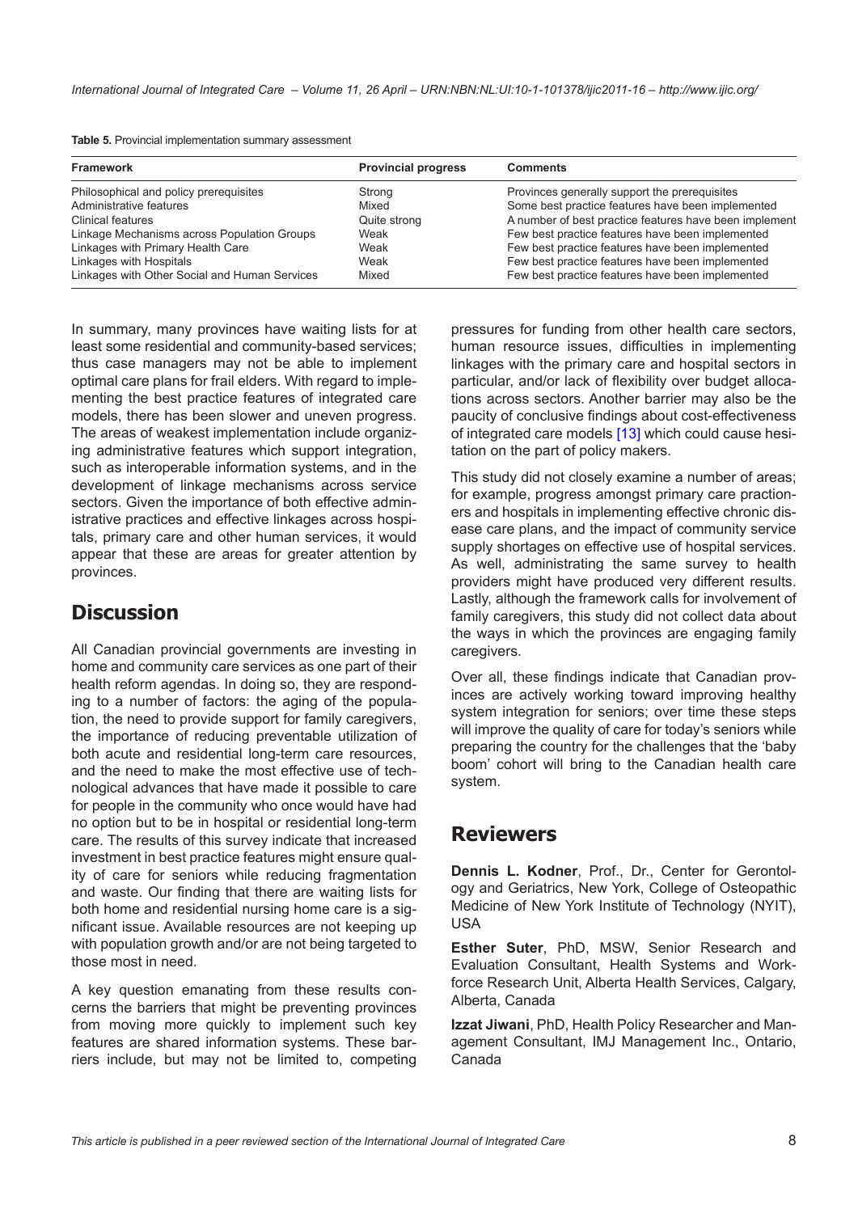**Table 5.** Provincial implementation summary assessment

| Framework | Provincial progress | Comments |
|---|---|---|
| Philosophical and policy prerequisites | Strong | Provinces generally support the prerequisites |
| Administrative features | Mixed | Some best practice features have been implemented |
| Clinical features | Quite strong | A number of best practice features have been implement |
| Linkage Mechanisms across Population Groups | Weak | Few best practice features have been implemented |
| Linkages with Primary Health Care | Weak | Few best practice features have been implemented |
| Linkages with Hospitals | Weak | Few best practice features have been implemented |
| Linkages with Other Social and Human Services | Mixed | Few best practice features have been implemented |

In summary, many provinces have waiting lists for at least some residential and community-based services; thus case managers may not be able to implement optimal care plans for frail elders. With regard to implementing the best practice features of integrated care models, there has been slower and uneven progress. The areas of weakest implementation include organizing administrative features which support integration, such as interoperable information systems, and in the development of linkage mechanisms across service sectors. Given the importance of both effective administrative practices and effective linkages across hospitals, primary care and other human services, it would appear that these are areas for greater attention by provinces.

## Discussion

All Canadian provincial governments are investing in home and community care services as one part of their health reform agendas. In doing so, they are responding to a number of factors: the aging of the population, the need to provide support for family caregivers, the importance of reducing preventable utilization of both acute and residential long-term care resources, and the need to make the most effective use of technological advances that have made it possible to care for people in the community who once would have had no option but to be in hospital or residential long-term care. The results of this survey indicate that increased investment in best practice features might ensure quality of care for seniors while reducing fragmentation and waste. Our finding that there are waiting lists for both home and residential nursing home care is a significant issue. Available resources are not keeping up with population growth and/or are not being targeted to those most in need.

A key question emanating from these results concerns the barriers that might be preventing provinces from moving more quickly to implement such key features are shared information systems. These barriers include, but may not be limited to, competing pressures for funding from other health care sectors, human resource issues, difficulties in implementing linkages with the primary care and hospital sectors in particular, and/or lack of flexibility over budget allocations across sectors. Another barrier may also be the paucity of conclusive findings about cost-effectiveness of integrated care models [13] which could cause hesitation on the part of policy makers.

This study did not closely examine a number of areas; for example, progress amongst primary care practioners and hospitals in implementing effective chronic disease care plans, and the impact of community service supply shortages on effective use of hospital services. As well, administrating the same survey to health providers might have produced very different results. Lastly, although the framework calls for involvement of family caregivers, this study did not collect data about the ways in which the provinces are engaging family caregivers.

Over all, these findings indicate that Canadian provinces are actively working toward improving healthy system integration for seniors; over time these steps will improve the quality of care for today's seniors while preparing the country for the challenges that the 'baby boom' cohort will bring to the Canadian health care system.

## Reviewers

**Dennis L. Kodner**, Prof., Dr., Center for Gerontology and Geriatrics, New York, College of Osteopathic Medicine of New York Institute of Technology (NYIT), USA

**Esther Suter**, PhD, MSW, Senior Research and Evaluation Consultant, Health Systems and Workforce Research Unit, Alberta Health Services, Calgary, Alberta, Canada

**Izzat Jiwani**, PhD, Health Policy Researcher and Management Consultant, IMJ Management Inc., Ontario, Canada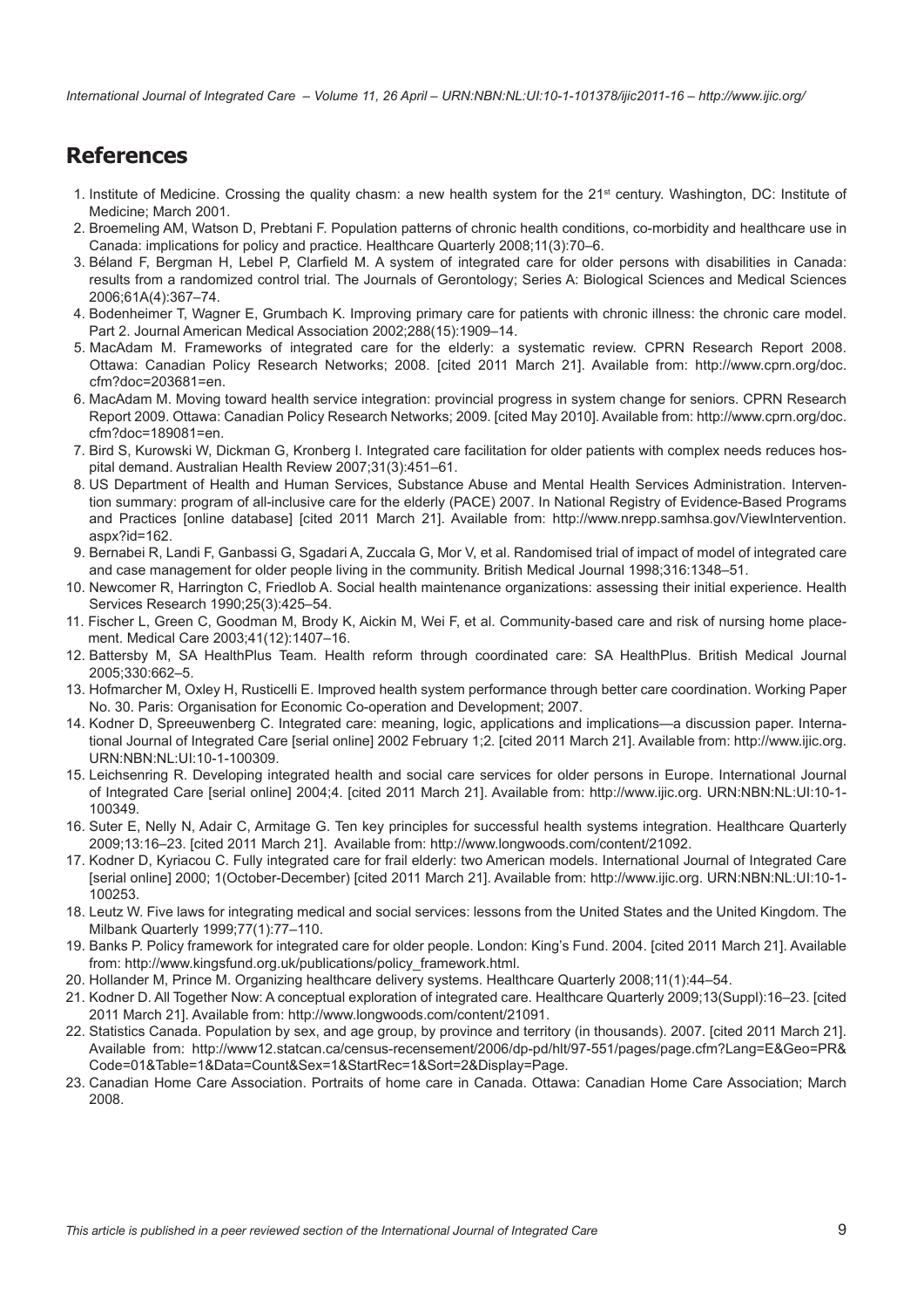## References

1. Institute of Medicine. Crossing the quality chasm: a new health system for the 21st century. Washington, DC: Institute of Medicine; March 2001.
2. Broemeling AM, Watson D, Prebtani F. Population patterns of chronic health conditions, co-morbidity and healthcare use in Canada: implications for policy and practice. Healthcare Quarterly 2008;11(3):70–6.
3. Béland F, Bergman H, Lebel P, Clarfield M. A system of integrated care for older persons with disabilities in Canada: results from a randomized control trial. The Journals of Gerontology; Series A: Biological Sciences and Medical Sciences 2006;61A(4):367–74.
4. Bodenheimer T, Wagner E, Grumbach K. Improving primary care for patients with chronic illness: the chronic care model. Part 2. Journal American Medical Association 2002;288(15):1909–14.
5. MacAdam M. Frameworks of integrated care for the elderly: a systematic review. CPRN Research Report 2008. Ottawa: Canadian Policy Research Networks; 2008. [cited 2011 March 21]. Available from: http://www.cprn.org/doc.cfm?doc=203681=en.
6. MacAdam M. Moving toward health service integration: provincial progress in system change for seniors. CPRN Research Report 2009. Ottawa: Canadian Policy Research Networks; 2009. [cited May 2010]. Available from: http://www.cprn.org/doc.cfm?doc=189081=en.
7. Bird S, Kurowski W, Dickman G, Kronberg I. Integrated care facilitation for older patients with complex needs reduces hospital demand. Australian Health Review 2007;31(3):451–61.
8. US Department of Health and Human Services, Substance Abuse and Mental Health Services Administration. Intervention summary: program of all-inclusive care for the elderly (PACE) 2007. In National Registry of Evidence-Based Programs and Practices [online database] [cited 2011 March 21]. Available from: http://www.nrepp.samhsa.gov/ViewIntervention.aspx?id=162.
9. Bernabei R, Landi F, Ganbassi G, Sgadari A, Zuccala G, Mor V, et al. Randomised trial of impact of model of integrated care and case management for older people living in the community. British Medical Journal 1998;316:1348–51.
10. Newcomer R, Harrington C, Friedlob A. Social health maintenance organizations: assessing their initial experience. Health Services Research 1990;25(3):425–54.
11. Fischer L, Green C, Goodman M, Brody K, Aickin M, Wei F, et al. Community-based care and risk of nursing home placement. Medical Care 2003;41(12):1407–16.
12. Battersby M, SA HealthPlus Team. Health reform through coordinated care: SA HealthPlus. British Medical Journal 2005;330:662–5.
13. Hofmarcher M, Oxley H, Rusticelli E. Improved health system performance through better care coordination. Working Paper No. 30. Paris: Organisation for Economic Co-operation and Development; 2007.
14. Kodner D, Spreeuwenberg C. Integrated care: meaning, logic, applications and implications—a discussion paper. International Journal of Integrated Care [serial online] 2002 February 1;2. [cited 2011 March 21]. Available from: http://www.ijic.org. URN:NBN:NL:UI:10-1-100309.
15. Leichsenring R. Developing integrated health and social care services for older persons in Europe. International Journal of Integrated Care [serial online] 2004;4. [cited 2011 March 21]. Available from: http://www.ijic.org. URN:NBN:NL:UI:10-1-100349.
16. Suter E, Nelly N, Adair C, Armitage G. Ten key principles for successful health systems integration. Healthcare Quarterly 2009;13:16–23. [cited 2011 March 21]. Available from: http://www.longwoods.com/content/21092.
17. Kodner D, Kyriacou C. Fully integrated care for frail elderly: two American models. International Journal of Integrated Care [serial online] 2000; 1(October-December) [cited 2011 March 21]. Available from: http://www.ijic.org. URN:NBN:NL:UI:10-1-100253.
18. Leutz W. Five laws for integrating medical and social services: lessons from the United States and the United Kingdom. The Milbank Quarterly 1999;77(1):77–110.
19. Banks P. Policy framework for integrated care for older people. London: King's Fund. 2004. [cited 2011 March 21]. Available from: http://www.kingsfund.org.uk/publications/policy_framework.html.
20. Hollander M, Prince M. Organizing healthcare delivery systems. Healthcare Quarterly 2008;11(1):44–54.
21. Kodner D. All Together Now: A conceptual exploration of integrated care. Healthcare Quarterly 2009;13(Suppl):16–23. [cited 2011 March 21]. Available from: http://www.longwoods.com/content/21091.
22. Statistics Canada. Population by sex, and age group, by province and territory (in thousands). 2007. [cited 2011 March 21]. Available from: http://www12.statcan.ca/census-recensement/2006/dp-pd/hlt/97-551/pages/page.cfm?Lang=E&Geo=PR&Code=01&Table=1&Data=Count&Sex=1&StartRec=1&Sort=2&Display=Page.
23. Canadian Home Care Association. Portraits of home care in Canada. Ottawa: Canadian Home Care Association; March 2008.